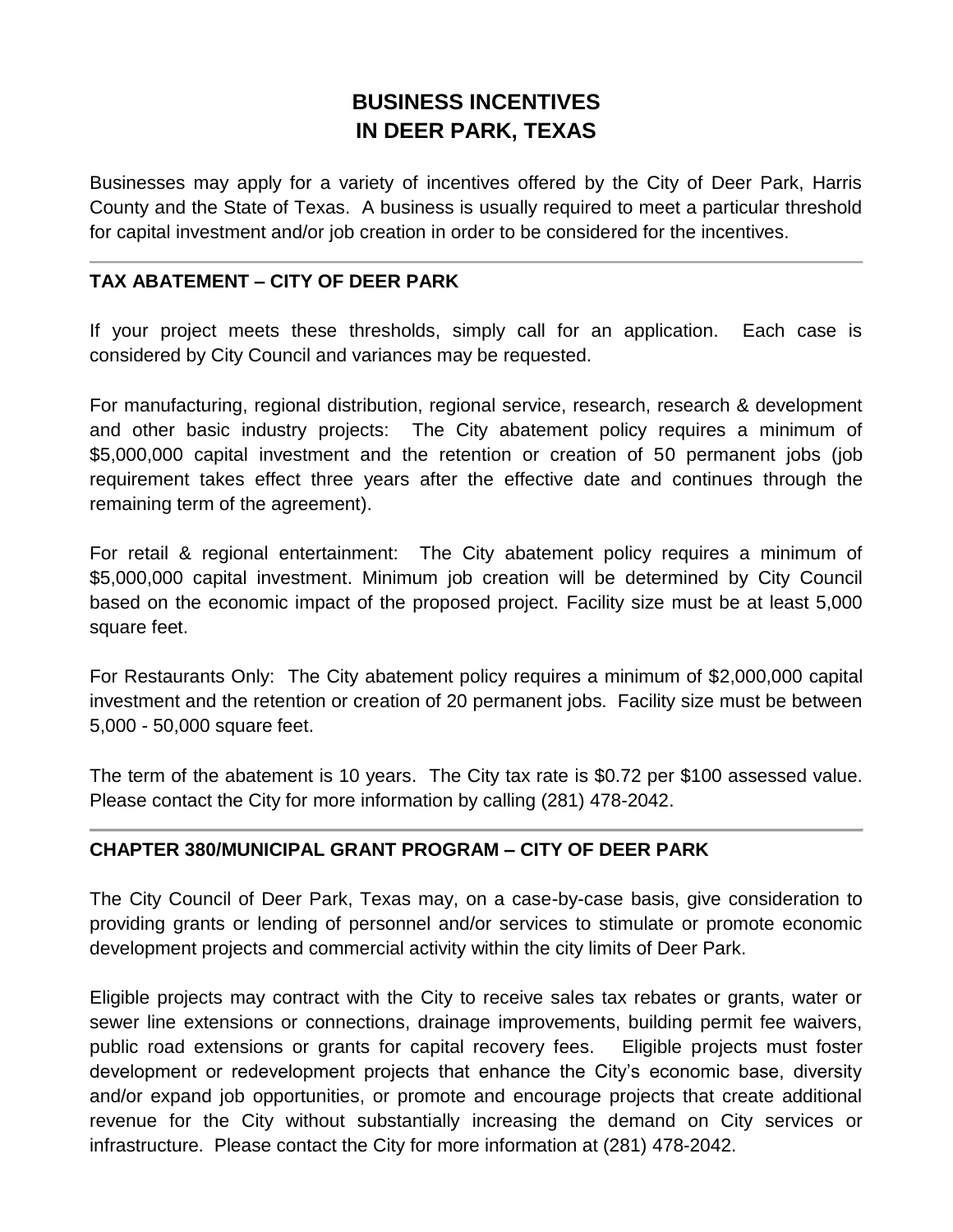# BUSINESS INCENTIVES IN DEER PARK, TEXAS

Businesses may apply for a variety of incentives offered by the City of Deer Park, Harris County and the State of Texas. A business is usually required to meet a particular threshold for capital investment and/or job creation in order to be considered for the incentives.

---

## TAX ABATEMENT – CITY OF DEER PARK

If your project meets these thresholds, simply call for an application. Each case is considered by City Council and variances may be requested.

For manufacturing, regional distribution, regional service, research, research & development and other basic industry projects: The City abatement policy requires a minimum of $5,000,000 capital investment and the retention or creation of 50 permanent jobs (job requirement takes effect three years after the effective date and continues through the remaining term of the agreement).

For retail & regional entertainment: The City abatement policy requires a minimum of $5,000,000 capital investment. Minimum job creation will be determined by City Council based on the economic impact of the proposed project. Facility size must be at least 5,000 square feet.

For Restaurants Only: The City abatement policy requires a minimum of $2,000,000 capital investment and the retention or creation of 20 permanent jobs. Facility size must be between 5,000 - 50,000 square feet.

The term of the abatement is 10 years. The City tax rate is $0.72 per $100 assessed value. Please contact the City for more information by calling (281) 478-2042.

---

## CHAPTER 380/MUNICIPAL GRANT PROGRAM – CITY OF DEER PARK

The City Council of Deer Park, Texas may, on a case-by-case basis, give consideration to providing grants or lending of personnel and/or services to stimulate or promote economic development projects and commercial activity within the city limits of Deer Park.

Eligible projects may contract with the City to receive sales tax rebates or grants, water or sewer line extensions or connections, drainage improvements, building permit fee waivers, public road extensions or grants for capital recovery fees. Eligible projects must foster development or redevelopment projects that enhance the City's economic base, diversity and/or expand job opportunities, or promote and encourage projects that create additional revenue for the City without substantially increasing the demand on City services or infrastructure. Please contact the City for more information at (281) 478-2042.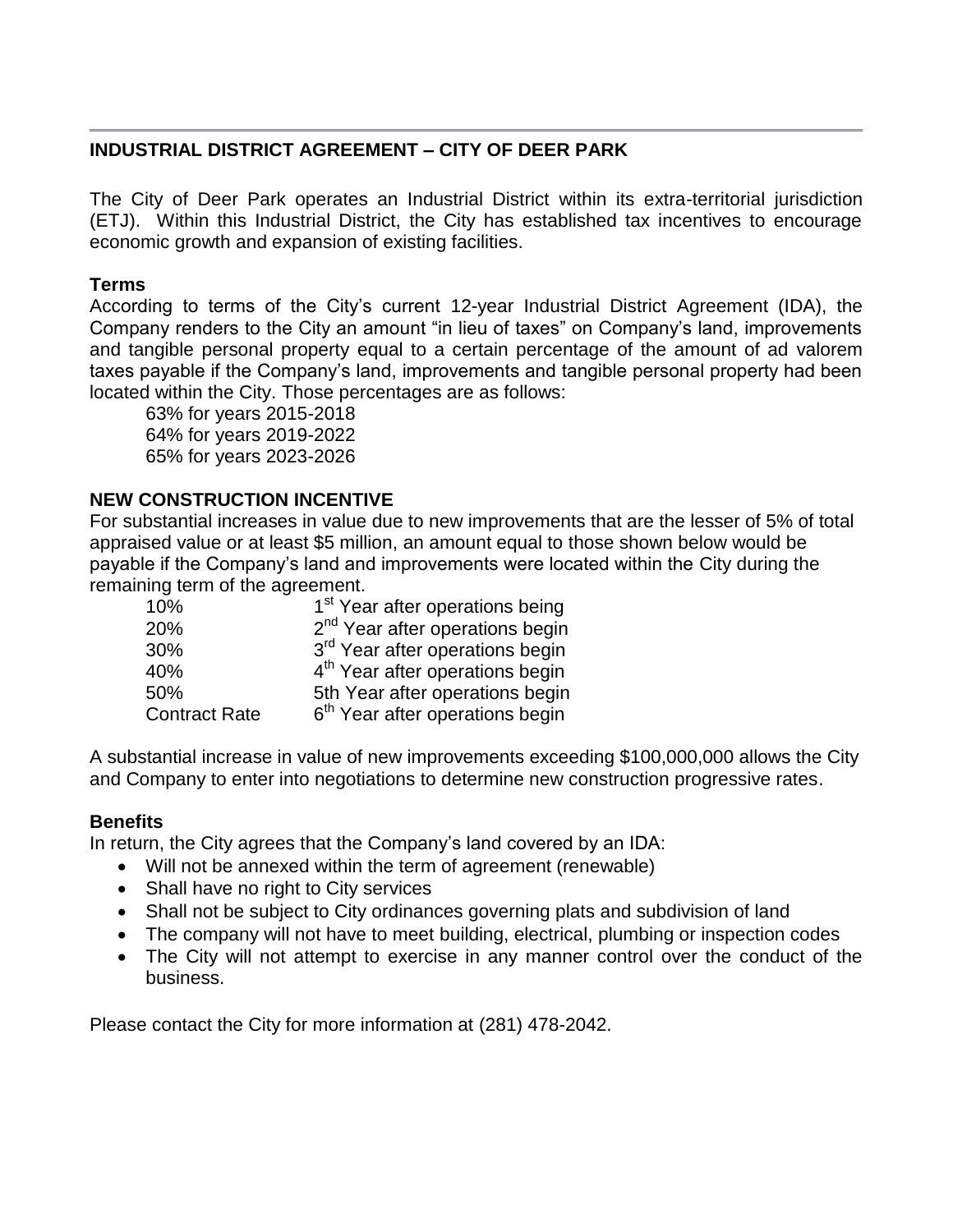## INDUSTRIAL DISTRICT AGREEMENT – CITY OF DEER PARK

The City of Deer Park operates an Industrial District within its extra-territorial jurisdiction (ETJ). Within this Industrial District, the City has established tax incentives to encourage economic growth and expansion of existing facilities.

### Terms

According to terms of the City's current 12-year Industrial District Agreement (IDA), the Company renders to the City an amount "in lieu of taxes" on Company's land, improvements and tangible personal property equal to a certain percentage of the amount of ad valorem taxes payable if the Company's land, improvements and tangible personal property had been located within the City. Those percentages are as follows:

63% for years 2015-2018
64% for years 2019-2022
65% for years 2023-2026

### NEW CONSTRUCTION INCENTIVE

For substantial increases in value due to new improvements that are the lesser of 5% of total appraised value or at least $5 million, an amount equal to those shown below would be payable if the Company's land and improvements were located within the City during the remaining term of the agreement.

| | |
|---|---|
| 10% | 1st Year after operations being |
| 20% | 2nd Year after operations begin |
| 30% | 3rd Year after operations begin |
| 40% | 4th Year after operations begin |
| 50% | 5th Year after operations begin |
| Contract Rate | 6th Year after operations begin |

A substantial increase in value of new improvements exceeding $100,000,000 allows the City and Company to enter into negotiations to determine new construction progressive rates.

### Benefits

In return, the City agrees that the Company's land covered by an IDA:

- Will not be annexed within the term of agreement (renewable)
- Shall have no right to City services
- Shall not be subject to City ordinances governing plats and subdivision of land
- The company will not have to meet building, electrical, plumbing or inspection codes
- The City will not attempt to exercise in any manner control over the conduct of the business.

Please contact the City for more information at (281) 478-2042.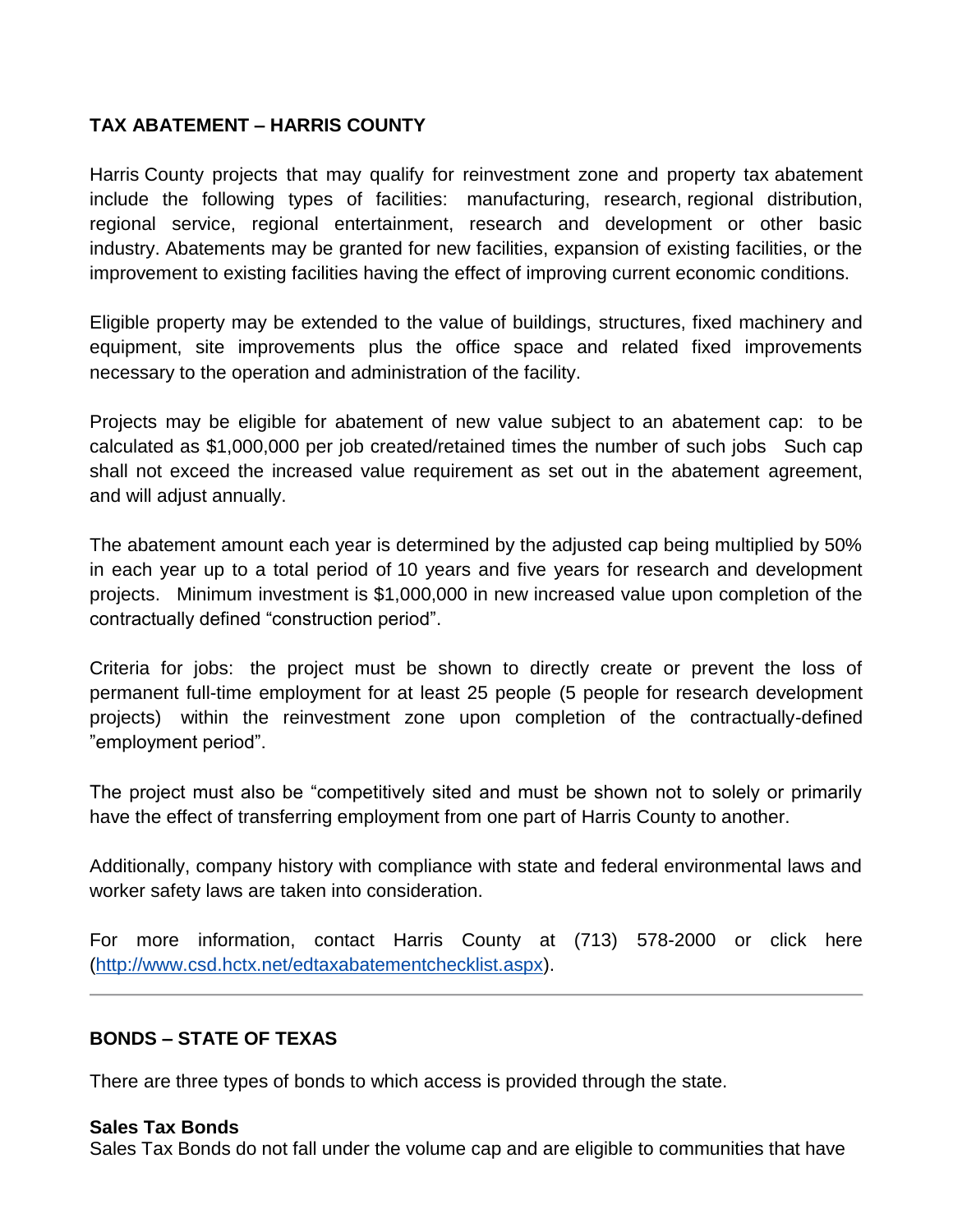**TAX ABATEMENT – HARRIS COUNTY**

Harris County projects that may qualify for reinvestment zone and property tax abatement include the following types of facilities: manufacturing, research, regional distribution, regional service, regional entertainment, research and development or other basic industry. Abatements may be granted for new facilities, expansion of existing facilities, or the improvement to existing facilities having the effect of improving current economic conditions.

Eligible property may be extended to the value of buildings, structures, fixed machinery and equipment, site improvements plus the office space and related fixed improvements necessary to the operation and administration of the facility.

Projects may be eligible for abatement of new value subject to an abatement cap: to be calculated as $1,000,000 per job created/retained times the number of such jobs Such cap shall not exceed the increased value requirement as set out in the abatement agreement, and will adjust annually.

The abatement amount each year is determined by the adjusted cap being multiplied by 50% in each year up to a total period of 10 years and five years for research and development projects. Minimum investment is $1,000,000 in new increased value upon completion of the contractually defined "construction period".

Criteria for jobs: the project must be shown to directly create or prevent the loss of permanent full-time employment for at least 25 people (5 people for research development projects) within the reinvestment zone upon completion of the contractually-defined "employment period".

The project must also be "competitively sited and must be shown not to solely or primarily have the effect of transferring employment from one part of Harris County to another.

Additionally, company history with compliance with state and federal environmental laws and worker safety laws are taken into consideration.

For more information, contact Harris County at (713) 578-2000 or click here (http://www.csd.hctx.net/edtaxabatementchecklist.aspx).

---

**BONDS – STATE OF TEXAS**

There are three types of bonds to which access is provided through the state.

**Sales Tax Bonds**
Sales Tax Bonds do not fall under the volume cap and are eligible to communities that have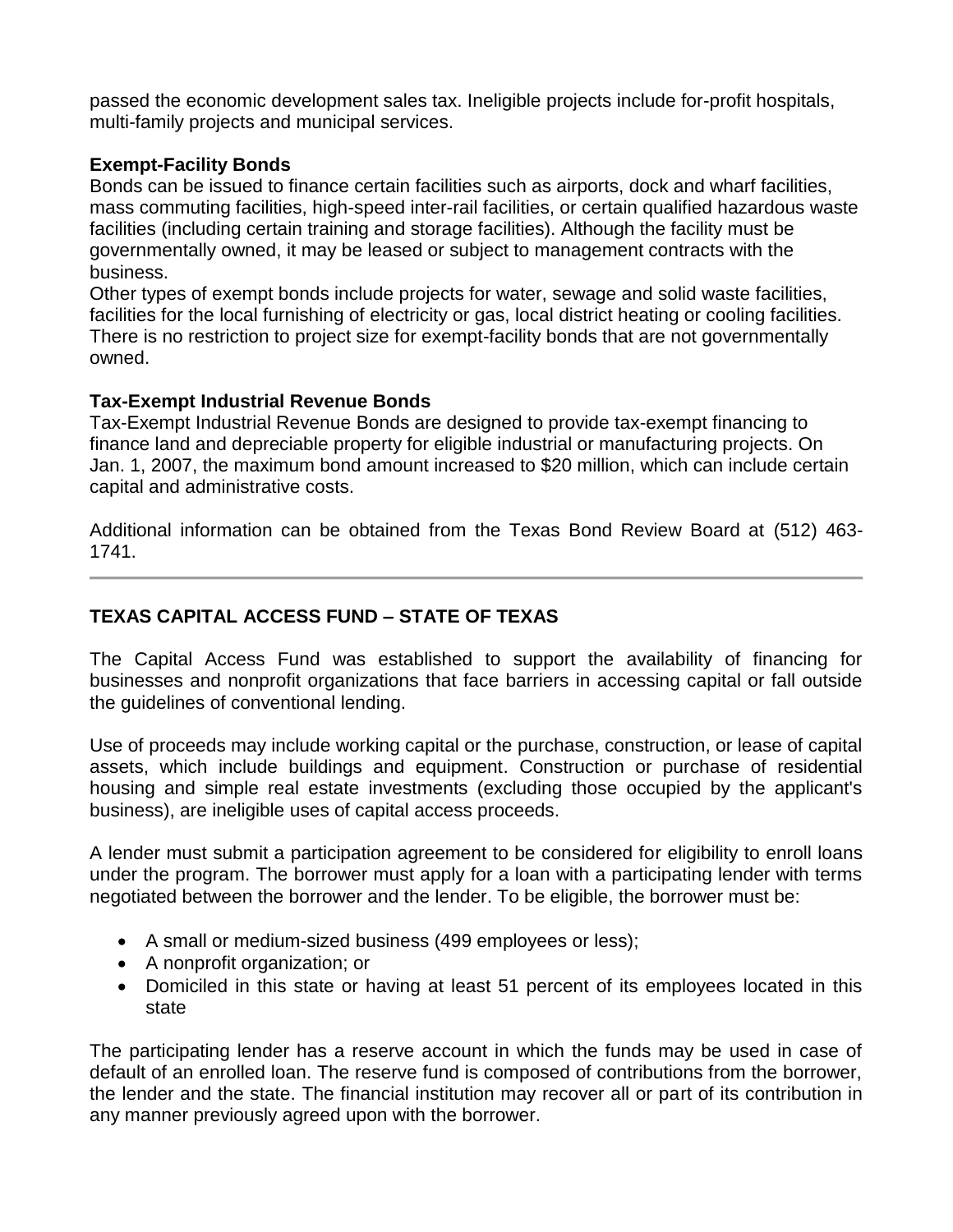passed the economic development sales tax. Ineligible projects include for-profit hospitals, multi-family projects and municipal services.

**Exempt-Facility Bonds**

Bonds can be issued to finance certain facilities such as airports, dock and wharf facilities, mass commuting facilities, high-speed inter-rail facilities, or certain qualified hazardous waste facilities (including certain training and storage facilities). Although the facility must be governmentally owned, it may be leased or subject to management contracts with the business.

Other types of exempt bonds include projects for water, sewage and solid waste facilities, facilities for the local furnishing of electricity or gas, local district heating or cooling facilities. There is no restriction to project size for exempt-facility bonds that are not governmentally owned.

**Tax-Exempt Industrial Revenue Bonds**

Tax-Exempt Industrial Revenue Bonds are designed to provide tax-exempt financing to finance land and depreciable property for eligible industrial or manufacturing projects. On Jan. 1, 2007, the maximum bond amount increased to $20 million, which can include certain capital and administrative costs.

Additional information can be obtained from the Texas Bond Review Board at (512) 463-1741.

---

## TEXAS CAPITAL ACCESS FUND – STATE OF TEXAS

The Capital Access Fund was established to support the availability of financing for businesses and nonprofit organizations that face barriers in accessing capital or fall outside the guidelines of conventional lending.

Use of proceeds may include working capital or the purchase, construction, or lease of capital assets, which include buildings and equipment. Construction or purchase of residential housing and simple real estate investments (excluding those occupied by the applicant's business), are ineligible uses of capital access proceeds.

A lender must submit a participation agreement to be considered for eligibility to enroll loans under the program. The borrower must apply for a loan with a participating lender with terms negotiated between the borrower and the lender. To be eligible, the borrower must be:

- A small or medium-sized business (499 employees or less);
- A nonprofit organization; or
- Domiciled in this state or having at least 51 percent of its employees located in this state

The participating lender has a reserve account in which the funds may be used in case of default of an enrolled loan. The reserve fund is composed of contributions from the borrower, the lender and the state. The financial institution may recover all or part of its contribution in any manner previously agreed upon with the borrower.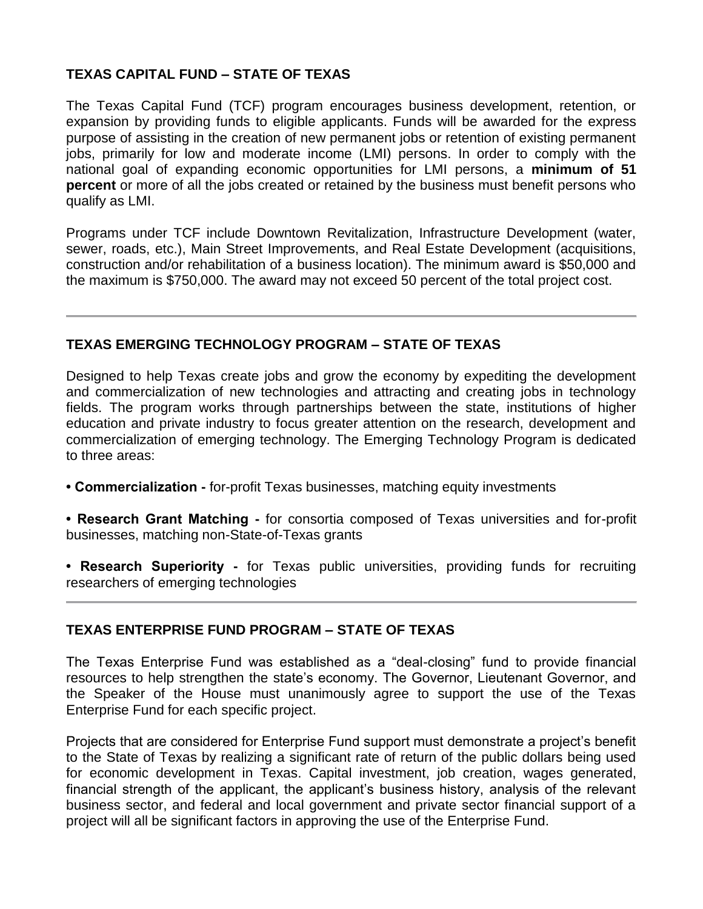## TEXAS CAPITAL FUND – STATE OF TEXAS

The Texas Capital Fund (TCF) program encourages business development, retention, or expansion by providing funds to eligible applicants. Funds will be awarded for the express purpose of assisting in the creation of new permanent jobs or retention of existing permanent jobs, primarily for low and moderate income (LMI) persons. In order to comply with the national goal of expanding economic opportunities for LMI persons, a **minimum of 51 percent** or more of all the jobs created or retained by the business must benefit persons who qualify as LMI.

Programs under TCF include Downtown Revitalization, Infrastructure Development (water, sewer, roads, etc.), Main Street Improvements, and Real Estate Development (acquisitions, construction and/or rehabilitation of a business location). The minimum award is $50,000 and the maximum is $750,000. The award may not exceed 50 percent of the total project cost.

---

## TEXAS EMERGING TECHNOLOGY PROGRAM – STATE OF TEXAS

Designed to help Texas create jobs and grow the economy by expediting the development and commercialization of new technologies and attracting and creating jobs in technology fields. The program works through partnerships between the state, institutions of higher education and private industry to focus greater attention on the research, development and commercialization of emerging technology. The Emerging Technology Program is dedicated to three areas:

- **Commercialization -** for-profit Texas businesses, matching equity investments
- **Research Grant Matching -** for consortia composed of Texas universities and for-profit businesses, matching non-State-of-Texas grants
- **Research Superiority -** for Texas public universities, providing funds for recruiting researchers of emerging technologies

---

## TEXAS ENTERPRISE FUND PROGRAM – STATE OF TEXAS

The Texas Enterprise Fund was established as a "deal-closing" fund to provide financial resources to help strengthen the state's economy. The Governor, Lieutenant Governor, and the Speaker of the House must unanimously agree to support the use of the Texas Enterprise Fund for each specific project.

Projects that are considered for Enterprise Fund support must demonstrate a project's benefit to the State of Texas by realizing a significant rate of return of the public dollars being used for economic development in Texas. Capital investment, job creation, wages generated, financial strength of the applicant, the applicant's business history, analysis of the relevant business sector, and federal and local government and private sector financial support of a project will all be significant factors in approving the use of the Enterprise Fund.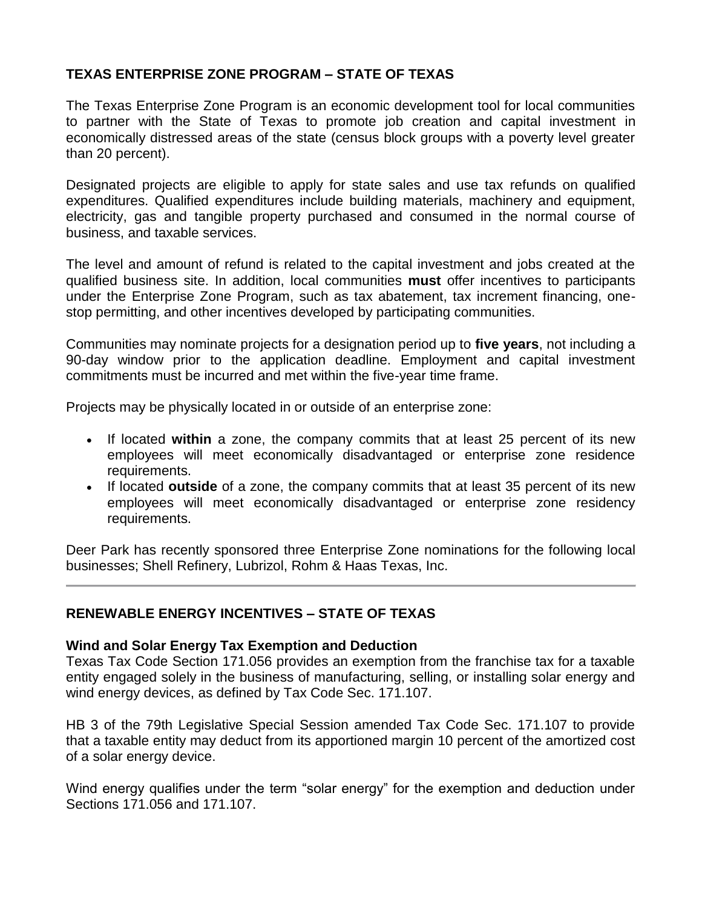## TEXAS ENTERPRISE ZONE PROGRAM – STATE OF TEXAS

The Texas Enterprise Zone Program is an economic development tool for local communities to partner with the State of Texas to promote job creation and capital investment in economically distressed areas of the state (census block groups with a poverty level greater than 20 percent).

Designated projects are eligible to apply for state sales and use tax refunds on qualified expenditures. Qualified expenditures include building materials, machinery and equipment, electricity, gas and tangible property purchased and consumed in the normal course of business, and taxable services.

The level and amount of refund is related to the capital investment and jobs created at the qualified business site. In addition, local communities **must** offer incentives to participants under the Enterprise Zone Program, such as tax abatement, tax increment financing, one-stop permitting, and other incentives developed by participating communities.

Communities may nominate projects for a designation period up to **five years**, not including a 90-day window prior to the application deadline. Employment and capital investment commitments must be incurred and met within the five-year time frame.

Projects may be physically located in or outside of an enterprise zone:

- If located **within** a zone, the company commits that at least 25 percent of its new employees will meet economically disadvantaged or enterprise zone residence requirements.
- If located **outside** of a zone, the company commits that at least 35 percent of its new employees will meet economically disadvantaged or enterprise zone residency requirements.

Deer Park has recently sponsored three Enterprise Zone nominations for the following local businesses; Shell Refinery, Lubrizol, Rohm & Haas Texas, Inc.

---

## RENEWABLE ENERGY INCENTIVES – STATE OF TEXAS

### Wind and Solar Energy Tax Exemption and Deduction

Texas Tax Code Section 171.056 provides an exemption from the franchise tax for a taxable entity engaged solely in the business of manufacturing, selling, or installing solar energy and wind energy devices, as defined by Tax Code Sec. 171.107.

HB 3 of the 79th Legislative Special Session amended Tax Code Sec. 171.107 to provide that a taxable entity may deduct from its apportioned margin 10 percent of the amortized cost of a solar energy device.

Wind energy qualifies under the term "solar energy" for the exemption and deduction under Sections 171.056 and 171.107.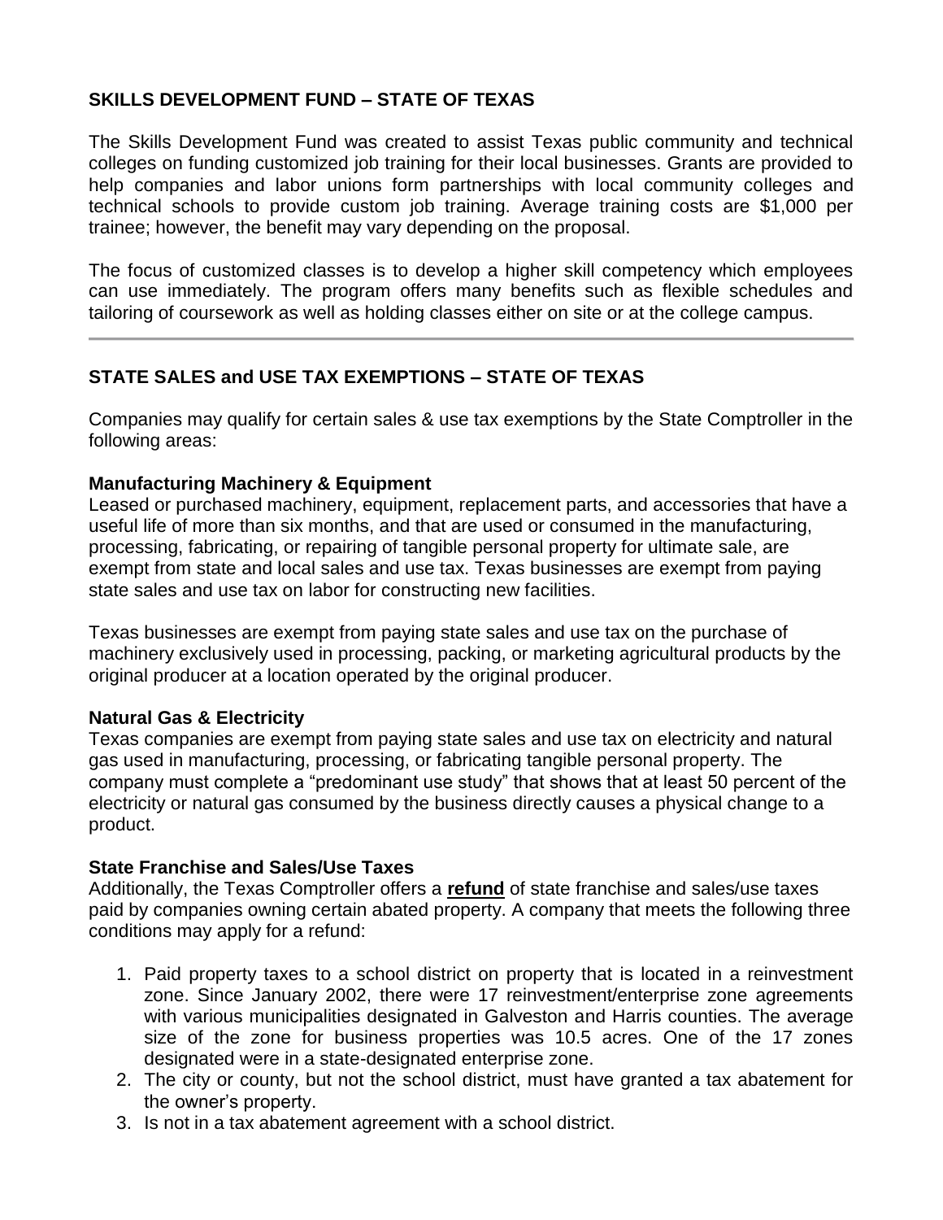## SKILLS DEVELOPMENT FUND – STATE OF TEXAS

The Skills Development Fund was created to assist Texas public community and technical colleges on funding customized job training for their local businesses. Grants are provided to help companies and labor unions form partnerships with local community colleges and technical schools to provide custom job training. Average training costs are $1,000 per trainee; however, the benefit may vary depending on the proposal.

The focus of customized classes is to develop a higher skill competency which employees can use immediately. The program offers many benefits such as flexible schedules and tailoring of coursework as well as holding classes either on site or at the college campus.

---

## STATE SALES and USE TAX EXEMPTIONS – STATE OF TEXAS

Companies may qualify for certain sales & use tax exemptions by the State Comptroller in the following areas:

### Manufacturing Machinery & Equipment

Leased or purchased machinery, equipment, replacement parts, and accessories that have a useful life of more than six months, and that are used or consumed in the manufacturing, processing, fabricating, or repairing of tangible personal property for ultimate sale, are exempt from state and local sales and use tax. Texas businesses are exempt from paying state sales and use tax on labor for constructing new facilities.

Texas businesses are exempt from paying state sales and use tax on the purchase of machinery exclusively used in processing, packing, or marketing agricultural products by the original producer at a location operated by the original producer.

### Natural Gas & Electricity

Texas companies are exempt from paying state sales and use tax on electricity and natural gas used in manufacturing, processing, or fabricating tangible personal property. The company must complete a "predominant use study" that shows that at least 50 percent of the electricity or natural gas consumed by the business directly causes a physical change to a product.

### State Franchise and Sales/Use Taxes

Additionally, the Texas Comptroller offers a **refund** of state franchise and sales/use taxes paid by companies owning certain abated property. A company that meets the following three conditions may apply for a refund:

1. Paid property taxes to a school district on property that is located in a reinvestment zone. Since January 2002, there were 17 reinvestment/enterprise zone agreements with various municipalities designated in Galveston and Harris counties. The average size of the zone for business properties was 10.5 acres. One of the 17 zones designated were in a state-designated enterprise zone.
2. The city or county, but not the school district, must have granted a tax abatement for the owner's property.
3. Is not in a tax abatement agreement with a school district.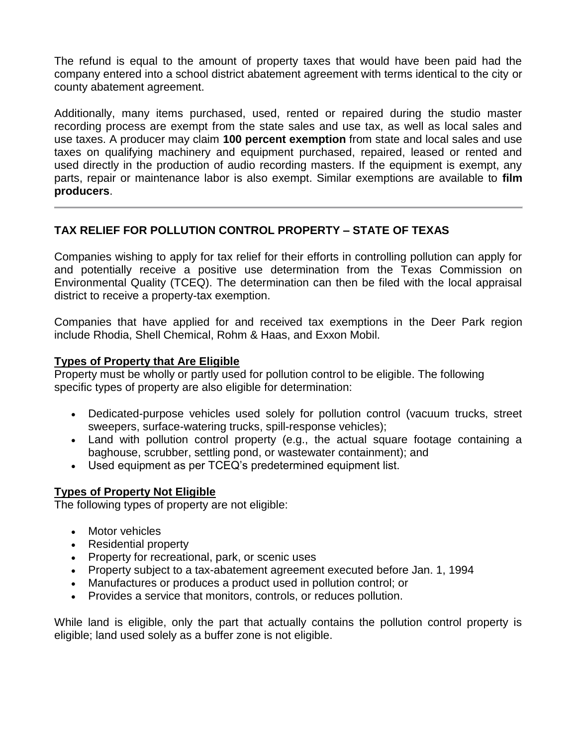The refund is equal to the amount of property taxes that would have been paid had the company entered into a school district abatement agreement with terms identical to the city or county abatement agreement.

Additionally, many items purchased, used, rented or repaired during the studio master recording process are exempt from the state sales and use tax, as well as local sales and use taxes. A producer may claim **100 percent exemption** from state and local sales and use taxes on qualifying machinery and equipment purchased, repaired, leased or rented and used directly in the production of audio recording masters. If the equipment is exempt, any parts, repair or maintenance labor is also exempt. Similar exemptions are available to **film producers**.

---

## TAX RELIEF FOR POLLUTION CONTROL PROPERTY – STATE OF TEXAS

Companies wishing to apply for tax relief for their efforts in controlling pollution can apply for and potentially receive a positive use determination from the Texas Commission on Environmental Quality (TCEQ). The determination can then be filed with the local appraisal district to receive a property-tax exemption.

Companies that have applied for and received tax exemptions in the Deer Park region include Rhodia, Shell Chemical, Rohm & Haas, and Exxon Mobil.

### Types of Property that Are Eligible

Property must be wholly or partly used for pollution control to be eligible. The following specific types of property are also eligible for determination:

- Dedicated-purpose vehicles used solely for pollution control (vacuum trucks, street sweepers, surface-watering trucks, spill-response vehicles);
- Land with pollution control property (e.g., the actual square footage containing a baghouse, scrubber, settling pond, or wastewater containment); and
- Used equipment as per TCEQ's predetermined equipment list.

### Types of Property Not Eligible

The following types of property are not eligible:

- Motor vehicles
- Residential property
- Property for recreational, park, or scenic uses
- Property subject to a tax-abatement agreement executed before Jan. 1, 1994
- Manufactures or produces a product used in pollution control; or
- Provides a service that monitors, controls, or reduces pollution.

While land is eligible, only the part that actually contains the pollution control property is eligible; land used solely as a buffer zone is not eligible.